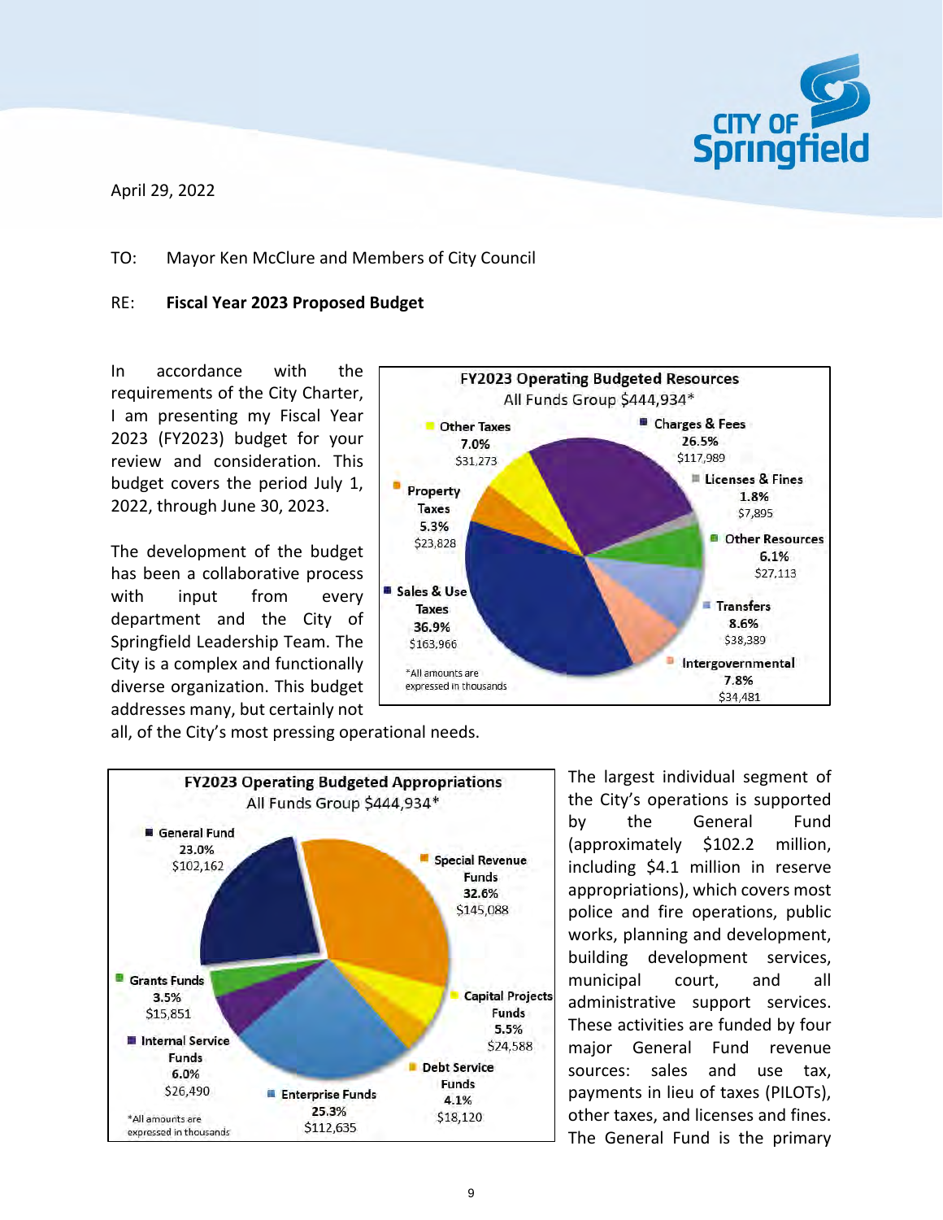April 29, 2022

TO: Mayor Ken McClure and Members of City Council

RE: **Fiscal Year 2023 Proposed Budget**

In accordance with the requirements of the City Charter, I am presenting my Fiscal Year 2023 (FY2023) budget for your review and consideration. This budget covers the period July 1, 2022, through June 30, 2023.

The development of the budget has been a collaborative process with input from every department and the City of Springfield Leadership Team. The City is a complex and functionally diverse organization. This budget addresses many, but certainly not all, of the City's most pressing operational needs.

**FY2023 Operating Budgeted Resources**
All Funds Group $444,934*

| Resource | Percent | Amount |
|---|---|---|
| Other Taxes | 7.0% | $31,273 |
| Charges & Fees | 26.5% | $117,989 |
| Licenses & Fines | 1.8% | $7,895 |
| Other Resources | 6.1% | $27,113 |
| Transfers | 8.6% | $38,389 |
| Intergovernmental | 7.8% | $34,481 |
| Sales & Use Taxes | 36.9% | $163,966 |
| Property Taxes | 5.3% | $23,828 |

*All amounts are expressed in thousands

**FY2023 Operating Budgeted Appropriations**
All Funds Group $444,934*

| Appropriation | Percent | Amount |
|---|---|---|
| General Fund | 23.0% | $102,162 |
| Special Revenue Funds | 32.6% | $145,088 |
| Capital Projects Funds | 5.5% | $24,588 |
| Debt Service Funds | 4.1% | $18,120 |
| Enterprise Funds | 25.3% | $112,635 |
| Internal Service Funds | 6.0% | $26,490 |
| Grants Funds | 3.5% | $15,851 |

*All amounts are expressed in thousands

The largest individual segment of the City's operations is supported by the General Fund (approximately $102.2 million, including $4.1 million in reserve appropriations), which covers most police and fire operations, public works, planning and development, building development services, municipal court, and all administrative support services. These activities are funded by four major General Fund revenue sources: sales and use tax, payments in lieu of taxes (PILOTs), other taxes, and licenses and fines. The General Fund is the primary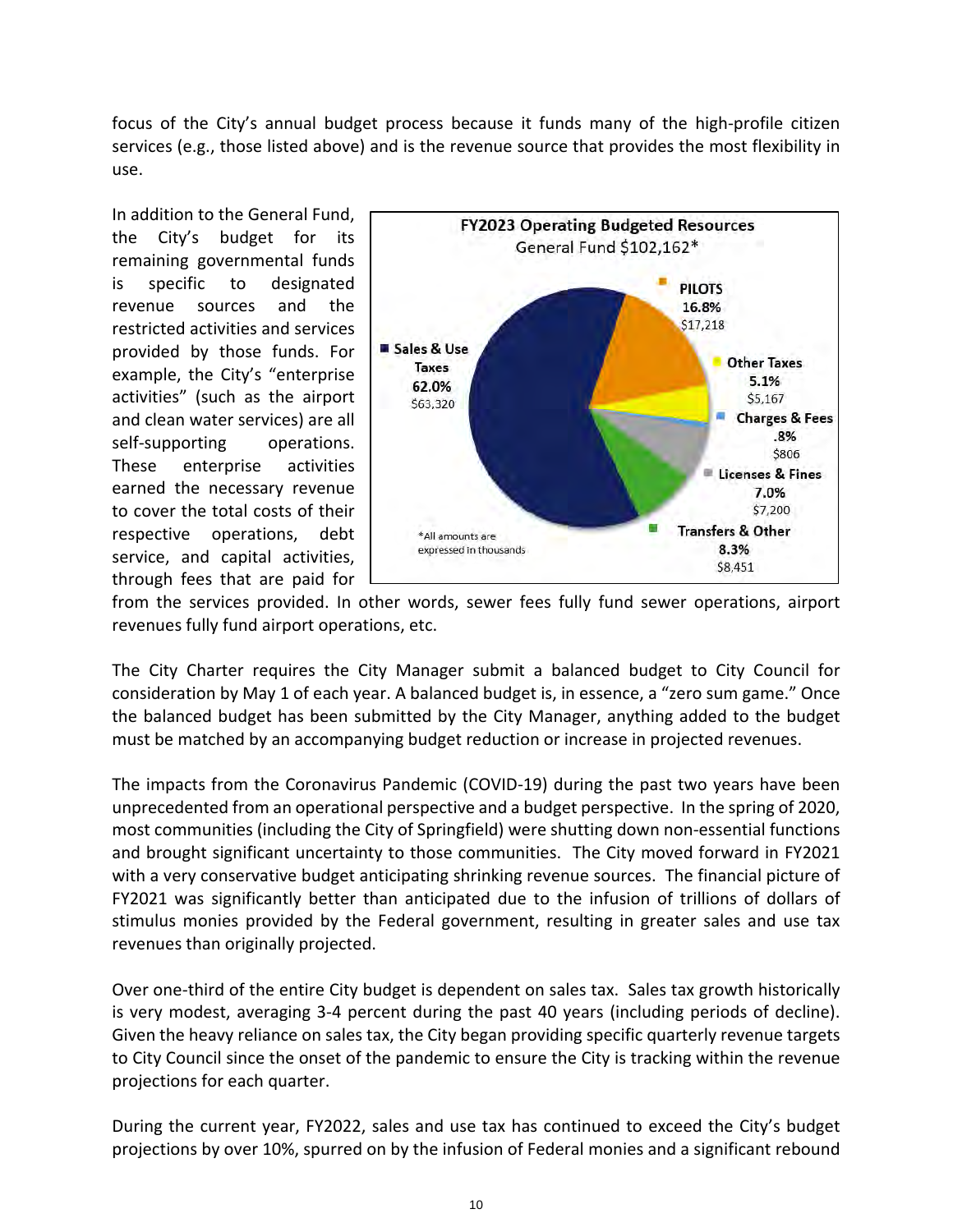focus of the City's annual budget process because it funds many of the high-profile citizen services (e.g., those listed above) and is the revenue source that provides the most flexibility in use.

In addition to the General Fund, the City's budget for its remaining governmental funds is specific to designated revenue sources and the restricted activities and services provided by those funds. For example, the City's "enterprise activities" (such as the airport and clean water services) are all self-supporting operations. These enterprise activities earned the necessary revenue to cover the total costs of their respective operations, debt service, and capital activities, through fees that are paid for from the services provided. In other words, sewer fees fully fund sewer operations, airport revenues fully fund airport operations, etc.

**FY2023 Operating Budgeted Resources**
General Fund $102,162*

| Source | Percent | Amount |
|---|---|---|
| Sales & Use Taxes | 62.0% | $63,320 |
| PILOTS | 16.8% | $17,218 |
| Other Taxes | 5.1% | $5,167 |
| Charges & Fees | .8% | $806 |
| Licenses & Fines | 7.0% | $7,200 |
| Transfers & Other | 8.3% | $8,451 |

*All amounts are expressed in thousands

The City Charter requires the City Manager submit a balanced budget to City Council for consideration by May 1 of each year. A balanced budget is, in essence, a "zero sum game." Once the balanced budget has been submitted by the City Manager, anything added to the budget must be matched by an accompanying budget reduction or increase in projected revenues.

The impacts from the Coronavirus Pandemic (COVID-19) during the past two years have been unprecedented from an operational perspective and a budget perspective. In the spring of 2020, most communities (including the City of Springfield) were shutting down non-essential functions and brought significant uncertainty to those communities. The City moved forward in FY2021 with a very conservative budget anticipating shrinking revenue sources. The financial picture of FY2021 was significantly better than anticipated due to the infusion of trillions of dollars of stimulus monies provided by the Federal government, resulting in greater sales and use tax revenues than originally projected.

Over one-third of the entire City budget is dependent on sales tax. Sales tax growth historically is very modest, averaging 3-4 percent during the past 40 years (including periods of decline). Given the heavy reliance on sales tax, the City began providing specific quarterly revenue targets to City Council since the onset of the pandemic to ensure the City is tracking within the revenue projections for each quarter.

During the current year, FY2022, sales and use tax has continued to exceed the City's budget projections by over 10%, spurred on by the infusion of Federal monies and a significant rebound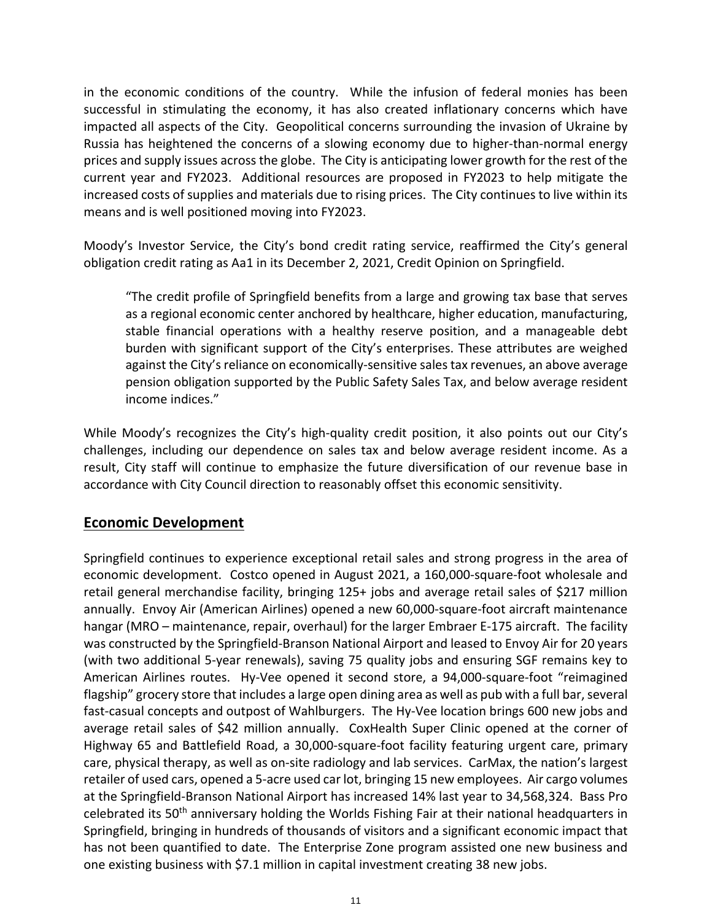in the economic conditions of the country. While the infusion of federal monies has been successful in stimulating the economy, it has also created inflationary concerns which have impacted all aspects of the City. Geopolitical concerns surrounding the invasion of Ukraine by Russia has heightened the concerns of a slowing economy due to higher-than-normal energy prices and supply issues across the globe. The City is anticipating lower growth for the rest of the current year and FY2023. Additional resources are proposed in FY2023 to help mitigate the increased costs of supplies and materials due to rising prices. The City continues to live within its means and is well positioned moving into FY2023.

Moody's Investor Service, the City's bond credit rating service, reaffirmed the City's general obligation credit rating as Aa1 in its December 2, 2021, Credit Opinion on Springfield.

> "The credit profile of Springfield benefits from a large and growing tax base that serves as a regional economic center anchored by healthcare, higher education, manufacturing, stable financial operations with a healthy reserve position, and a manageable debt burden with significant support of the City's enterprises. These attributes are weighed against the City's reliance on economically-sensitive sales tax revenues, an above average pension obligation supported by the Public Safety Sales Tax, and below average resident income indices."

While Moody's recognizes the City's high-quality credit position, it also points out our City's challenges, including our dependence on sales tax and below average resident income. As a result, City staff will continue to emphasize the future diversification of our revenue base in accordance with City Council direction to reasonably offset this economic sensitivity.

## Economic Development

Springfield continues to experience exceptional retail sales and strong progress in the area of economic development. Costco opened in August 2021, a 160,000-square-foot wholesale and retail general merchandise facility, bringing 125+ jobs and average retail sales of $217 million annually. Envoy Air (American Airlines) opened a new 60,000-square-foot aircraft maintenance hangar (MRO – maintenance, repair, overhaul) for the larger Embraer E-175 aircraft. The facility was constructed by the Springfield-Branson National Airport and leased to Envoy Air for 20 years (with two additional 5-year renewals), saving 75 quality jobs and ensuring SGF remains key to American Airlines routes. Hy-Vee opened it second store, a 94,000-square-foot "reimagined flagship" grocery store that includes a large open dining area as well as pub with a full bar, several fast-casual concepts and outpost of Wahlburgers. The Hy-Vee location brings 600 new jobs and average retail sales of $42 million annually. CoxHealth Super Clinic opened at the corner of Highway 65 and Battlefield Road, a 30,000-square-foot facility featuring urgent care, primary care, physical therapy, as well as on-site radiology and lab services. CarMax, the nation's largest retailer of used cars, opened a 5-acre used car lot, bringing 15 new employees. Air cargo volumes at the Springfield-Branson National Airport has increased 14% last year to 34,568,324. Bass Pro celebrated its 50th anniversary holding the Worlds Fishing Fair at their national headquarters in Springfield, bringing in hundreds of thousands of visitors and a significant economic impact that has not been quantified to date. The Enterprise Zone program assisted one new business and one existing business with $7.1 million in capital investment creating 38 new jobs.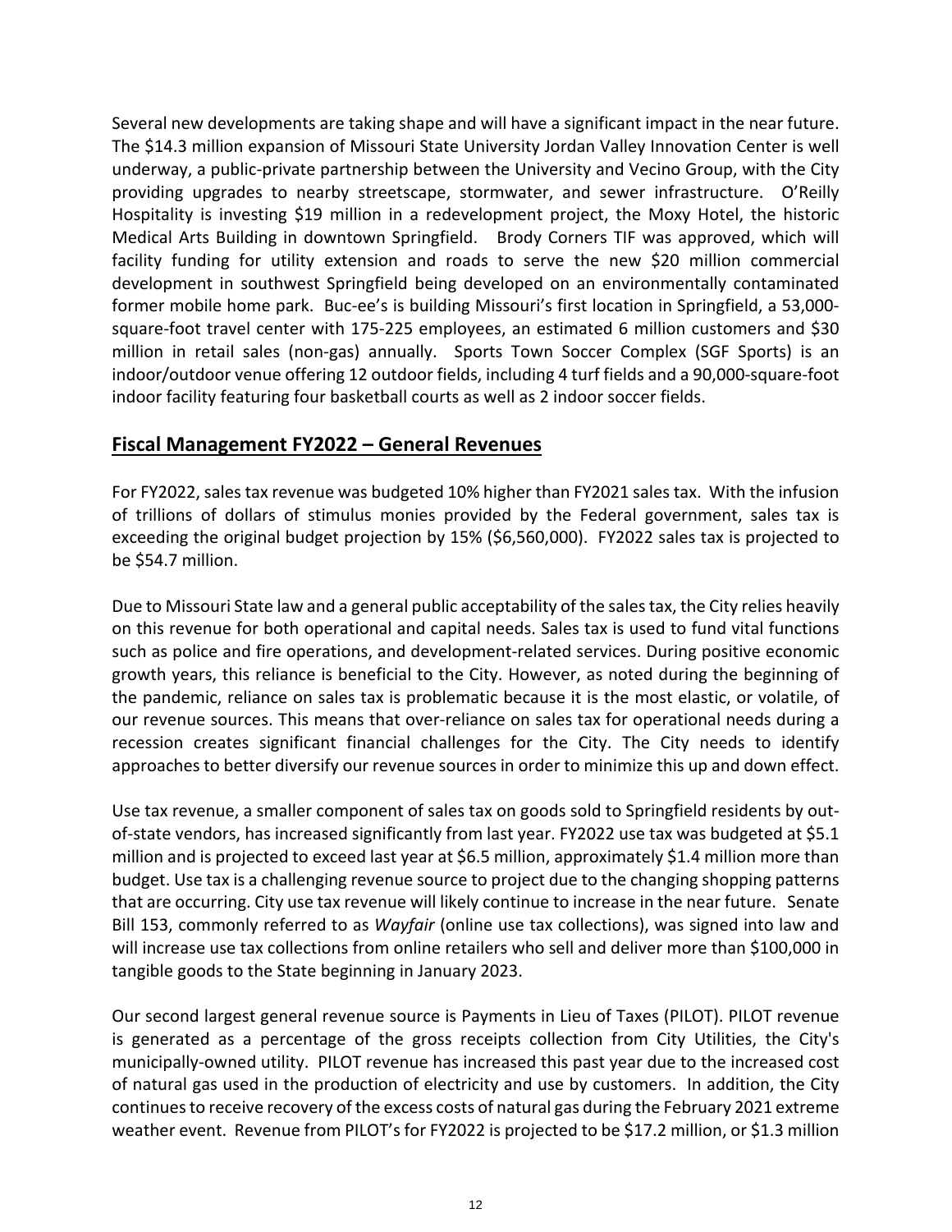Several new developments are taking shape and will have a significant impact in the near future. The $14.3 million expansion of Missouri State University Jordan Valley Innovation Center is well underway, a public-private partnership between the University and Vecino Group, with the City providing upgrades to nearby streetscape, stormwater, and sewer infrastructure. O'Reilly Hospitality is investing $19 million in a redevelopment project, the Moxy Hotel, the historic Medical Arts Building in downtown Springfield. Brody Corners TIF was approved, which will facility funding for utility extension and roads to serve the new $20 million commercial development in southwest Springfield being developed on an environmentally contaminated former mobile home park. Buc-ee's is building Missouri's first location in Springfield, a 53,000-square-foot travel center with 175-225 employees, an estimated 6 million customers and $30 million in retail sales (non-gas) annually. Sports Town Soccer Complex (SGF Sports) is an indoor/outdoor venue offering 12 outdoor fields, including 4 turf fields and a 90,000-square-foot indoor facility featuring four basketball courts as well as 2 indoor soccer fields.

## Fiscal Management FY2022 – General Revenues

For FY2022, sales tax revenue was budgeted 10% higher than FY2021 sales tax. With the infusion of trillions of dollars of stimulus monies provided by the Federal government, sales tax is exceeding the original budget projection by 15% ($6,560,000). FY2022 sales tax is projected to be $54.7 million.

Due to Missouri State law and a general public acceptability of the sales tax, the City relies heavily on this revenue for both operational and capital needs. Sales tax is used to fund vital functions such as police and fire operations, and development-related services. During positive economic growth years, this reliance is beneficial to the City. However, as noted during the beginning of the pandemic, reliance on sales tax is problematic because it is the most elastic, or volatile, of our revenue sources. This means that over-reliance on sales tax for operational needs during a recession creates significant financial challenges for the City. The City needs to identify approaches to better diversify our revenue sources in order to minimize this up and down effect.

Use tax revenue, a smaller component of sales tax on goods sold to Springfield residents by out-of-state vendors, has increased significantly from last year. FY2022 use tax was budgeted at $5.1 million and is projected to exceed last year at $6.5 million, approximately $1.4 million more than budget. Use tax is a challenging revenue source to project due to the changing shopping patterns that are occurring. City use tax revenue will likely continue to increase in the near future. Senate Bill 153, commonly referred to as *Wayfair* (online use tax collections), was signed into law and will increase use tax collections from online retailers who sell and deliver more than $100,000 in tangible goods to the State beginning in January 2023.

Our second largest general revenue source is Payments in Lieu of Taxes (PILOT). PILOT revenue is generated as a percentage of the gross receipts collection from City Utilities, the City's municipally-owned utility. PILOT revenue has increased this past year due to the increased cost of natural gas used in the production of electricity and use by customers. In addition, the City continues to receive recovery of the excess costs of natural gas during the February 2021 extreme weather event. Revenue from PILOT's for FY2022 is projected to be $17.2 million, or $1.3 million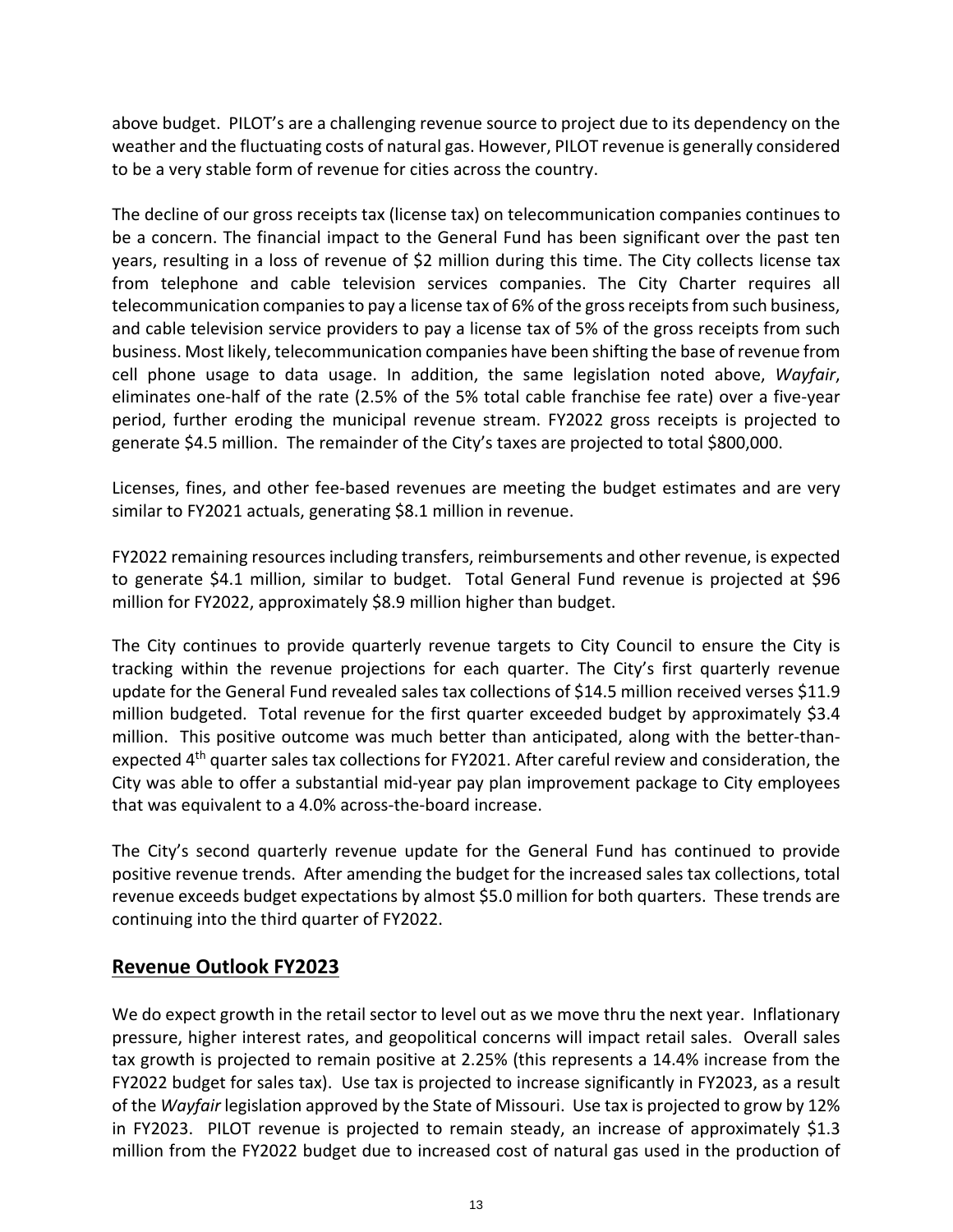above budget. PILOT's are a challenging revenue source to project due to its dependency on the weather and the fluctuating costs of natural gas. However, PILOT revenue is generally considered to be a very stable form of revenue for cities across the country.

The decline of our gross receipts tax (license tax) on telecommunication companies continues to be a concern. The financial impact to the General Fund has been significant over the past ten years, resulting in a loss of revenue of $2 million during this time. The City collects license tax from telephone and cable television services companies. The City Charter requires all telecommunication companies to pay a license tax of 6% of the gross receipts from such business, and cable television service providers to pay a license tax of 5% of the gross receipts from such business. Most likely, telecommunication companies have been shifting the base of revenue from cell phone usage to data usage. In addition, the same legislation noted above, *Wayfair*, eliminates one-half of the rate (2.5% of the 5% total cable franchise fee rate) over a five-year period, further eroding the municipal revenue stream. FY2022 gross receipts is projected to generate $4.5 million. The remainder of the City's taxes are projected to total $800,000.

Licenses, fines, and other fee-based revenues are meeting the budget estimates and are very similar to FY2021 actuals, generating $8.1 million in revenue.

FY2022 remaining resources including transfers, reimbursements and other revenue, is expected to generate $4.1 million, similar to budget. Total General Fund revenue is projected at $96 million for FY2022, approximately $8.9 million higher than budget.

The City continues to provide quarterly revenue targets to City Council to ensure the City is tracking within the revenue projections for each quarter. The City's first quarterly revenue update for the General Fund revealed sales tax collections of $14.5 million received verses $11.9 million budgeted. Total revenue for the first quarter exceeded budget by approximately $3.4 million. This positive outcome was much better than anticipated, along with the better-than-expected 4th quarter sales tax collections for FY2021. After careful review and consideration, the City was able to offer a substantial mid-year pay plan improvement package to City employees that was equivalent to a 4.0% across-the-board increase.

The City's second quarterly revenue update for the General Fund has continued to provide positive revenue trends. After amending the budget for the increased sales tax collections, total revenue exceeds budget expectations by almost $5.0 million for both quarters. These trends are continuing into the third quarter of FY2022.

## Revenue Outlook FY2023

We do expect growth in the retail sector to level out as we move thru the next year. Inflationary pressure, higher interest rates, and geopolitical concerns will impact retail sales. Overall sales tax growth is projected to remain positive at 2.25% (this represents a 14.4% increase from the FY2022 budget for sales tax). Use tax is projected to increase significantly in FY2023, as a result of the *Wayfair* legislation approved by the State of Missouri. Use tax is projected to grow by 12% in FY2023. PILOT revenue is projected to remain steady, an increase of approximately $1.3 million from the FY2022 budget due to increased cost of natural gas used in the production of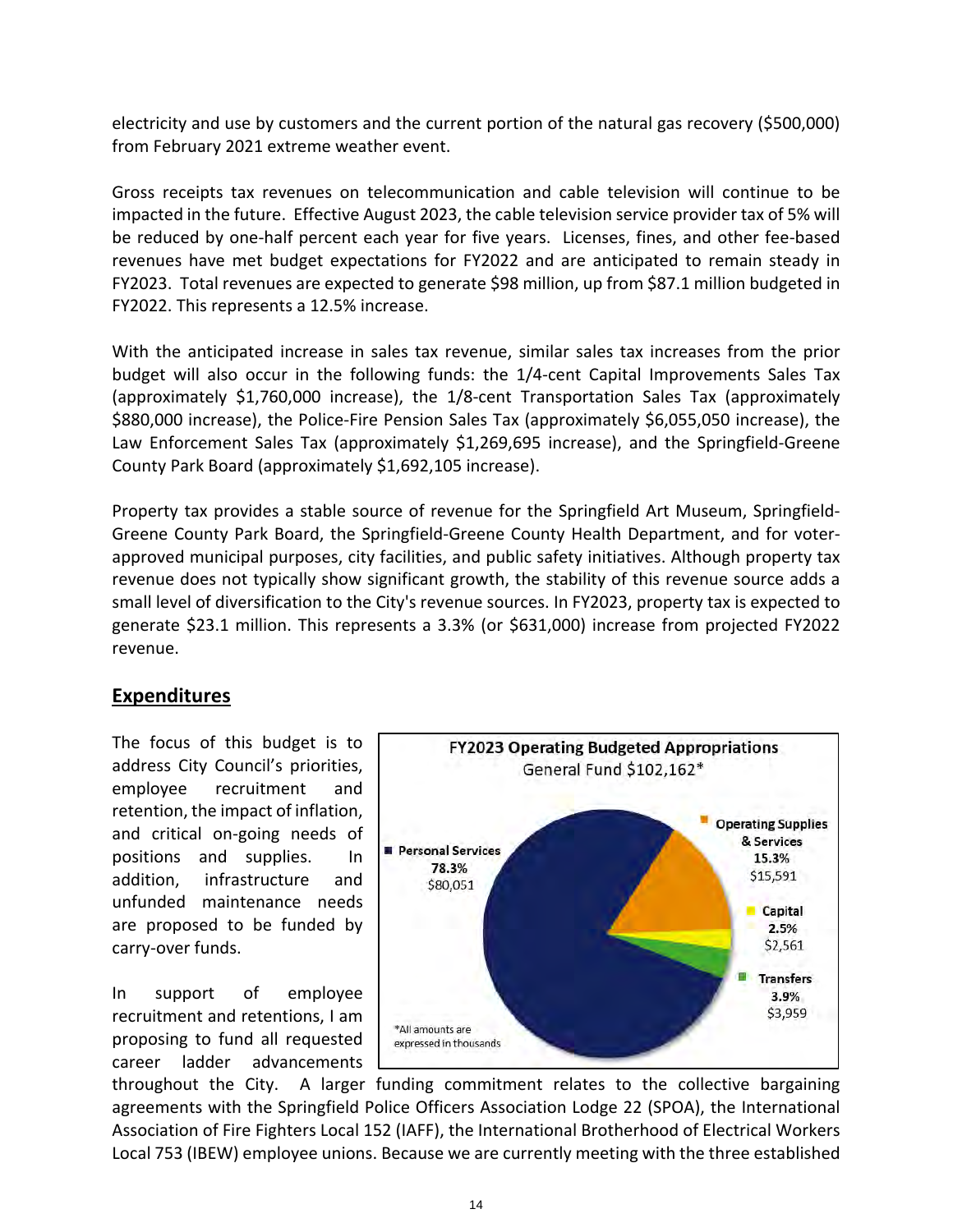electricity and use by customers and the current portion of the natural gas recovery ($500,000) from February 2021 extreme weather event.

Gross receipts tax revenues on telecommunication and cable television will continue to be impacted in the future. Effective August 2023, the cable television service provider tax of 5% will be reduced by one-half percent each year for five years. Licenses, fines, and other fee-based revenues have met budget expectations for FY2022 and are anticipated to remain steady in FY2023. Total revenues are expected to generate $98 million, up from $87.1 million budgeted in FY2022. This represents a 12.5% increase.

With the anticipated increase in sales tax revenue, similar sales tax increases from the prior budget will also occur in the following funds: the 1/4-cent Capital Improvements Sales Tax (approximately $1,760,000 increase), the 1/8-cent Transportation Sales Tax (approximately $880,000 increase), the Police-Fire Pension Sales Tax (approximately $6,055,050 increase), the Law Enforcement Sales Tax (approximately $1,269,695 increase), and the Springfield-Greene County Park Board (approximately $1,692,105 increase).

Property tax provides a stable source of revenue for the Springfield Art Museum, Springfield-Greene County Park Board, the Springfield-Greene County Health Department, and for voter-approved municipal purposes, city facilities, and public safety initiatives. Although property tax revenue does not typically show significant growth, the stability of this revenue source adds a small level of diversification to the City's revenue sources. In FY2023, property tax is expected to generate $23.1 million. This represents a 3.3% (or $631,000) increase from projected FY2022 revenue.

## Expenditures

The focus of this budget is to address City Council's priorities, employee recruitment and retention, the impact of inflation, and critical on-going needs of positions and supplies. In addition, infrastructure and unfunded maintenance needs are proposed to be funded by carry-over funds.

**FY2023 Operating Budgeted Appropriations**
General Fund $102,162*

| Category | Percent | Amount |
|---|---|---|
| Personal Services | 78.3% | $80,051 |
| Operating Supplies & Services | 15.3% | $15,591 |
| Capital | 2.5% | $2,561 |
| Transfers | 3.9% | $3,959 |

*All amounts are expressed in thousands

In support of employee recruitment and retentions, I am proposing to fund all requested career ladder advancements throughout the City. A larger funding commitment relates to the collective bargaining agreements with the Springfield Police Officers Association Lodge 22 (SPOA), the International Association of Fire Fighters Local 152 (IAFF), the International Brotherhood of Electrical Workers Local 753 (IBEW) employee unions. Because we are currently meeting with the three established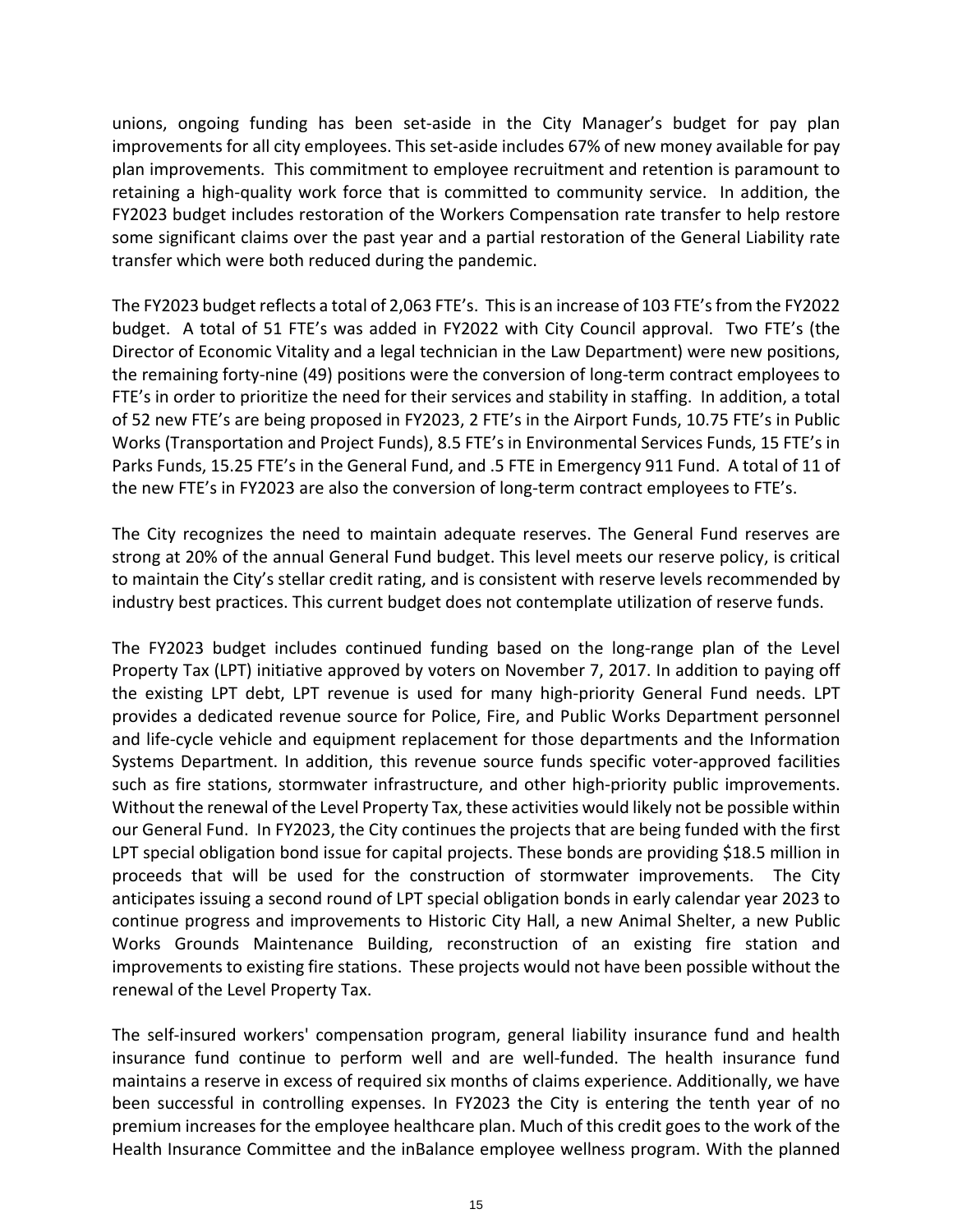unions, ongoing funding has been set-aside in the City Manager's budget for pay plan improvements for all city employees. This set-aside includes 67% of new money available for pay plan improvements. This commitment to employee recruitment and retention is paramount to retaining a high-quality work force that is committed to community service. In addition, the FY2023 budget includes restoration of the Workers Compensation rate transfer to help restore some significant claims over the past year and a partial restoration of the General Liability rate transfer which were both reduced during the pandemic.

The FY2023 budget reflects a total of 2,063 FTE's. This is an increase of 103 FTE's from the FY2022 budget. A total of 51 FTE's was added in FY2022 with City Council approval. Two FTE's (the Director of Economic Vitality and a legal technician in the Law Department) were new positions, the remaining forty-nine (49) positions were the conversion of long-term contract employees to FTE's in order to prioritize the need for their services and stability in staffing. In addition, a total of 52 new FTE's are being proposed in FY2023, 2 FTE's in the Airport Funds, 10.75 FTE's in Public Works (Transportation and Project Funds), 8.5 FTE's in Environmental Services Funds, 15 FTE's in Parks Funds, 15.25 FTE's in the General Fund, and .5 FTE in Emergency 911 Fund. A total of 11 of the new FTE's in FY2023 are also the conversion of long-term contract employees to FTE's.

The City recognizes the need to maintain adequate reserves. The General Fund reserves are strong at 20% of the annual General Fund budget. This level meets our reserve policy, is critical to maintain the City's stellar credit rating, and is consistent with reserve levels recommended by industry best practices. This current budget does not contemplate utilization of reserve funds.

The FY2023 budget includes continued funding based on the long-range plan of the Level Property Tax (LPT) initiative approved by voters on November 7, 2017. In addition to paying off the existing LPT debt, LPT revenue is used for many high-priority General Fund needs. LPT provides a dedicated revenue source for Police, Fire, and Public Works Department personnel and life-cycle vehicle and equipment replacement for those departments and the Information Systems Department. In addition, this revenue source funds specific voter-approved facilities such as fire stations, stormwater infrastructure, and other high-priority public improvements. Without the renewal of the Level Property Tax, these activities would likely not be possible within our General Fund. In FY2023, the City continues the projects that are being funded with the first LPT special obligation bond issue for capital projects. These bonds are providing $18.5 million in proceeds that will be used for the construction of stormwater improvements. The City anticipates issuing a second round of LPT special obligation bonds in early calendar year 2023 to continue progress and improvements to Historic City Hall, a new Animal Shelter, a new Public Works Grounds Maintenance Building, reconstruction of an existing fire station and improvements to existing fire stations. These projects would not have been possible without the renewal of the Level Property Tax.

The self-insured workers' compensation program, general liability insurance fund and health insurance fund continue to perform well and are well-funded. The health insurance fund maintains a reserve in excess of required six months of claims experience. Additionally, we have been successful in controlling expenses. In FY2023 the City is entering the tenth year of no premium increases for the employee healthcare plan. Much of this credit goes to the work of the Health Insurance Committee and the inBalance employee wellness program. With the planned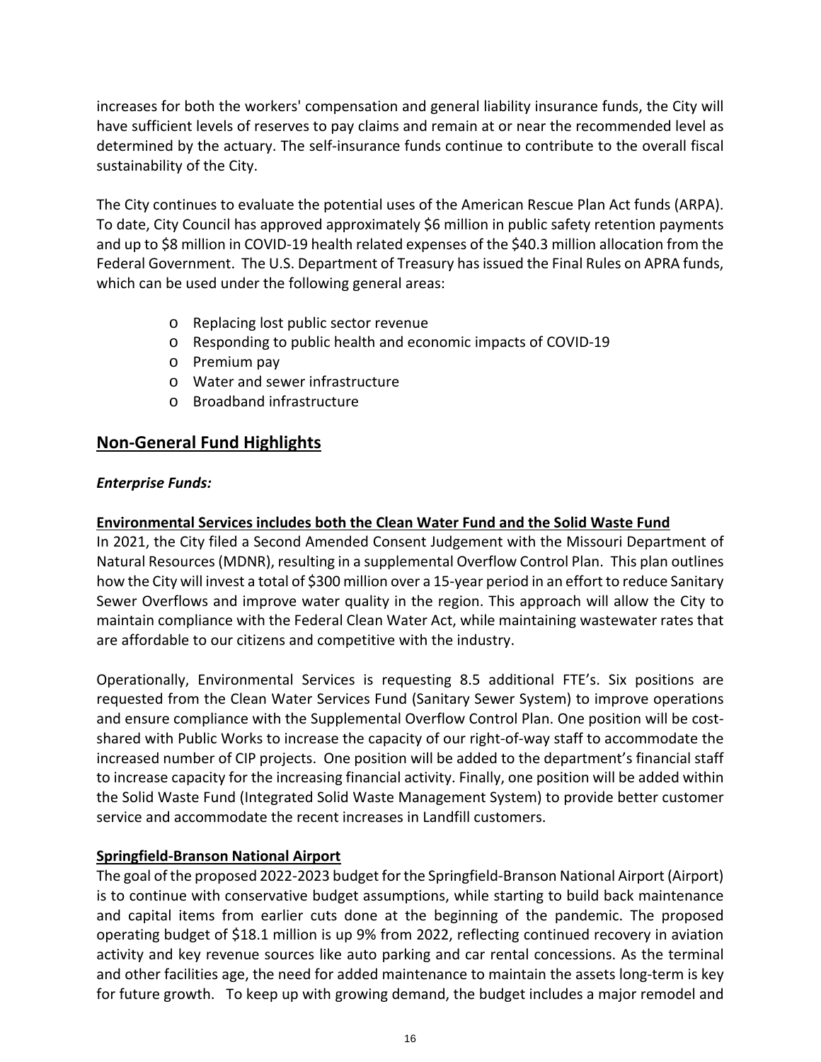increases for both the workers' compensation and general liability insurance funds, the City will have sufficient levels of reserves to pay claims and remain at or near the recommended level as determined by the actuary. The self-insurance funds continue to contribute to the overall fiscal sustainability of the City.

The City continues to evaluate the potential uses of the American Rescue Plan Act funds (ARPA). To date, City Council has approved approximately $6 million in public safety retention payments and up to $8 million in COVID-19 health related expenses of the $40.3 million allocation from the Federal Government. The U.S. Department of Treasury has issued the Final Rules on APRA funds, which can be used under the following general areas:

- Replacing lost public sector revenue
- Responding to public health and economic impacts of COVID-19
- Premium pay
- Water and sewer infrastructure
- Broadband infrastructure

## Non-General Fund Highlights

***Enterprise Funds:***

**Environmental Services includes both the Clean Water Fund and the Solid Waste Fund**

In 2021, the City filed a Second Amended Consent Judgement with the Missouri Department of Natural Resources (MDNR), resulting in a supplemental Overflow Control Plan. This plan outlines how the City will invest a total of $300 million over a 15-year period in an effort to reduce Sanitary Sewer Overflows and improve water quality in the region. This approach will allow the City to maintain compliance with the Federal Clean Water Act, while maintaining wastewater rates that are affordable to our citizens and competitive with the industry.

Operationally, Environmental Services is requesting 8.5 additional FTE's. Six positions are requested from the Clean Water Services Fund (Sanitary Sewer System) to improve operations and ensure compliance with the Supplemental Overflow Control Plan. One position will be cost-shared with Public Works to increase the capacity of our right-of-way staff to accommodate the increased number of CIP projects. One position will be added to the department's financial staff to increase capacity for the increasing financial activity. Finally, one position will be added within the Solid Waste Fund (Integrated Solid Waste Management System) to provide better customer service and accommodate the recent increases in Landfill customers.

**Springfield-Branson National Airport**

The goal of the proposed 2022-2023 budget for the Springfield-Branson National Airport (Airport) is to continue with conservative budget assumptions, while starting to build back maintenance and capital items from earlier cuts done at the beginning of the pandemic. The proposed operating budget of $18.1 million is up 9% from 2022, reflecting continued recovery in aviation activity and key revenue sources like auto parking and car rental concessions. As the terminal and other facilities age, the need for added maintenance to maintain the assets long-term is key for future growth. To keep up with growing demand, the budget includes a major remodel and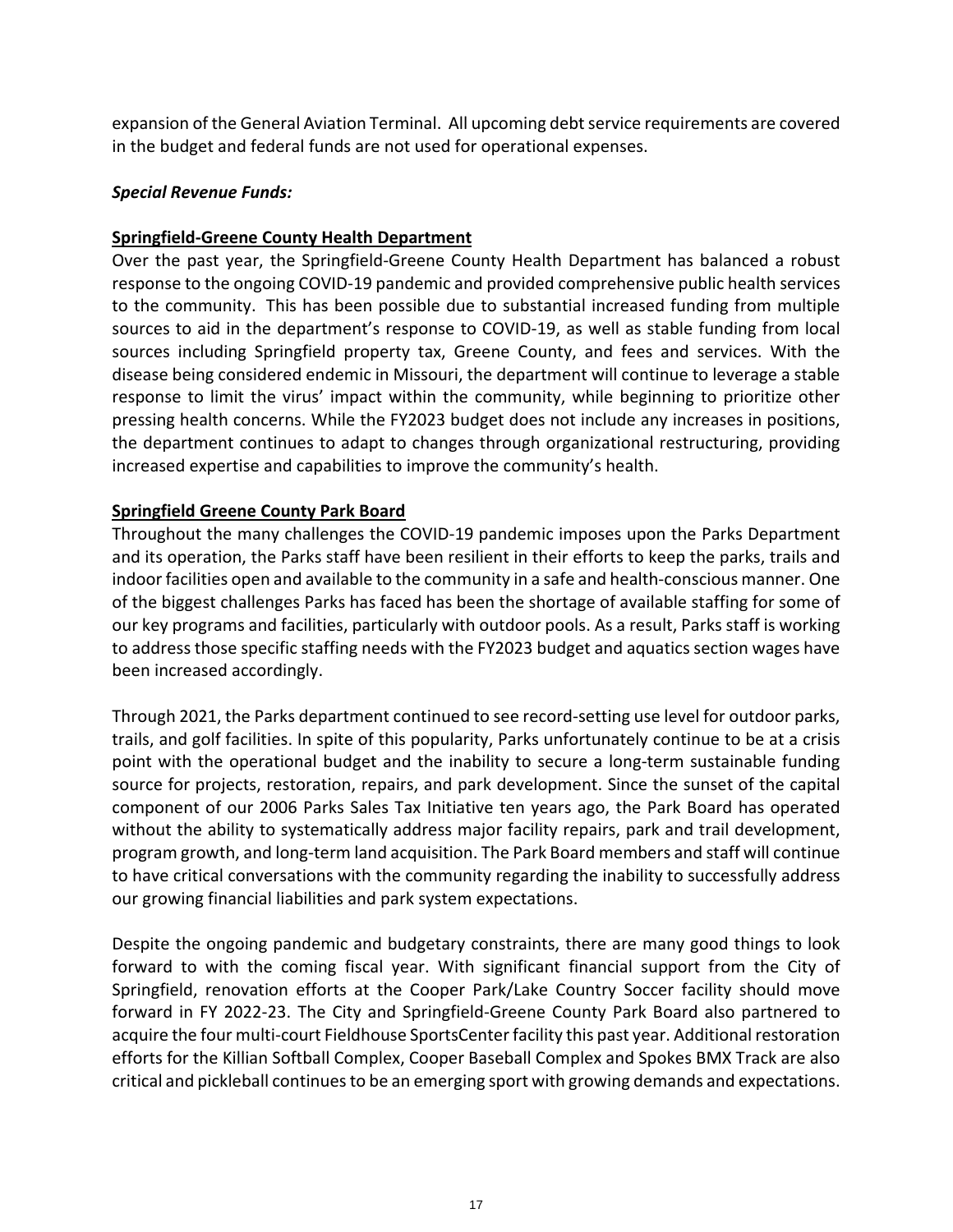expansion of the General Aviation Terminal. All upcoming debt service requirements are covered in the budget and federal funds are not used for operational expenses.

***Special Revenue Funds:***

**Springfield-Greene County Health Department**

Over the past year, the Springfield-Greene County Health Department has balanced a robust response to the ongoing COVID-19 pandemic and provided comprehensive public health services to the community. This has been possible due to substantial increased funding from multiple sources to aid in the department's response to COVID-19, as well as stable funding from local sources including Springfield property tax, Greene County, and fees and services. With the disease being considered endemic in Missouri, the department will continue to leverage a stable response to limit the virus' impact within the community, while beginning to prioritize other pressing health concerns. While the FY2023 budget does not include any increases in positions, the department continues to adapt to changes through organizational restructuring, providing increased expertise and capabilities to improve the community's health.

**Springfield Greene County Park Board**

Throughout the many challenges the COVID-19 pandemic imposes upon the Parks Department and its operation, the Parks staff have been resilient in their efforts to keep the parks, trails and indoor facilities open and available to the community in a safe and health-conscious manner. One of the biggest challenges Parks has faced has been the shortage of available staffing for some of our key programs and facilities, particularly with outdoor pools. As a result, Parks staff is working to address those specific staffing needs with the FY2023 budget and aquatics section wages have been increased accordingly.

Through 2021, the Parks department continued to see record-setting use level for outdoor parks, trails, and golf facilities. In spite of this popularity, Parks unfortunately continue to be at a crisis point with the operational budget and the inability to secure a long-term sustainable funding source for projects, restoration, repairs, and park development. Since the sunset of the capital component of our 2006 Parks Sales Tax Initiative ten years ago, the Park Board has operated without the ability to systematically address major facility repairs, park and trail development, program growth, and long-term land acquisition. The Park Board members and staff will continue to have critical conversations with the community regarding the inability to successfully address our growing financial liabilities and park system expectations.

Despite the ongoing pandemic and budgetary constraints, there are many good things to look forward to with the coming fiscal year. With significant financial support from the City of Springfield, renovation efforts at the Cooper Park/Lake Country Soccer facility should move forward in FY 2022-23. The City and Springfield-Greene County Park Board also partnered to acquire the four multi-court Fieldhouse SportsCenter facility this past year. Additional restoration efforts for the Killian Softball Complex, Cooper Baseball Complex and Spokes BMX Track are also critical and pickleball continues to be an emerging sport with growing demands and expectations.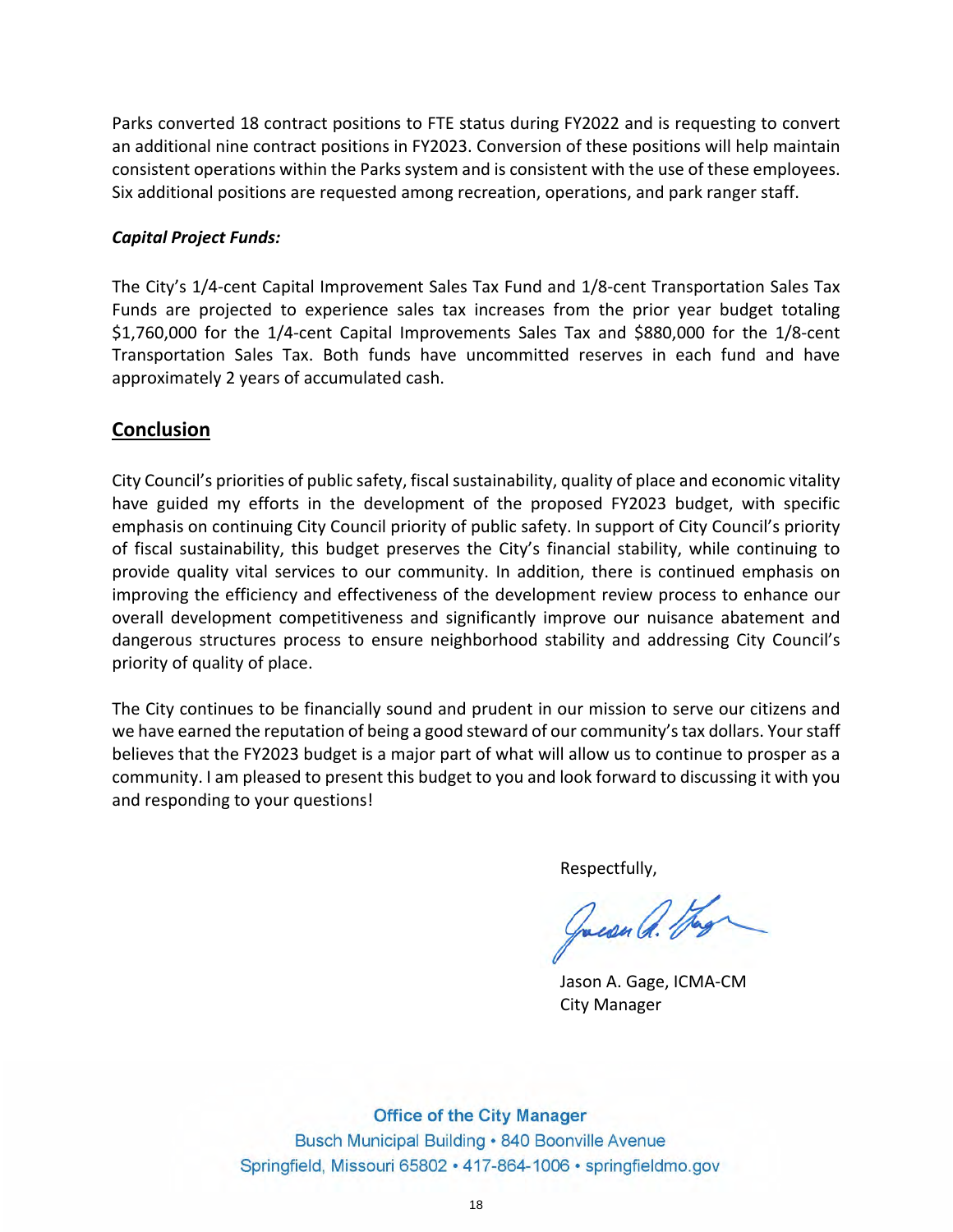Parks converted 18 contract positions to FTE status during FY2022 and is requesting to convert an additional nine contract positions in FY2023. Conversion of these positions will help maintain consistent operations within the Parks system and is consistent with the use of these employees. Six additional positions are requested among recreation, operations, and park ranger staff.

***Capital Project Funds:***

The City's 1/4-cent Capital Improvement Sales Tax Fund and 1/8-cent Transportation Sales Tax Funds are projected to experience sales tax increases from the prior year budget totaling $1,760,000 for the 1/4-cent Capital Improvements Sales Tax and $880,000 for the 1/8-cent Transportation Sales Tax. Both funds have uncommitted reserves in each fund and have approximately 2 years of accumulated cash.

## Conclusion

City Council's priorities of public safety, fiscal sustainability, quality of place and economic vitality have guided my efforts in the development of the proposed FY2023 budget, with specific emphasis on continuing City Council priority of public safety. In support of City Council's priority of fiscal sustainability, this budget preserves the City's financial stability, while continuing to provide quality vital services to our community. In addition, there is continued emphasis on improving the efficiency and effectiveness of the development review process to enhance our overall development competitiveness and significantly improve our nuisance abatement and dangerous structures process to ensure neighborhood stability and addressing City Council's priority of quality of place.

The City continues to be financially sound and prudent in our mission to serve our citizens and we have earned the reputation of being a good steward of our community's tax dollars. Your staff believes that the FY2023 budget is a major part of what will allow us to continue to prosper as a community. I am pleased to present this budget to you and look forward to discussing it with you and responding to your questions!

Respectfully,

Jason A. Gage, ICMA-CM
City Manager

**Office of the City Manager**
Busch Municipal Building • 840 Boonville Avenue
Springfield, Missouri 65802 • 417-864-1006 • springfieldmo.gov